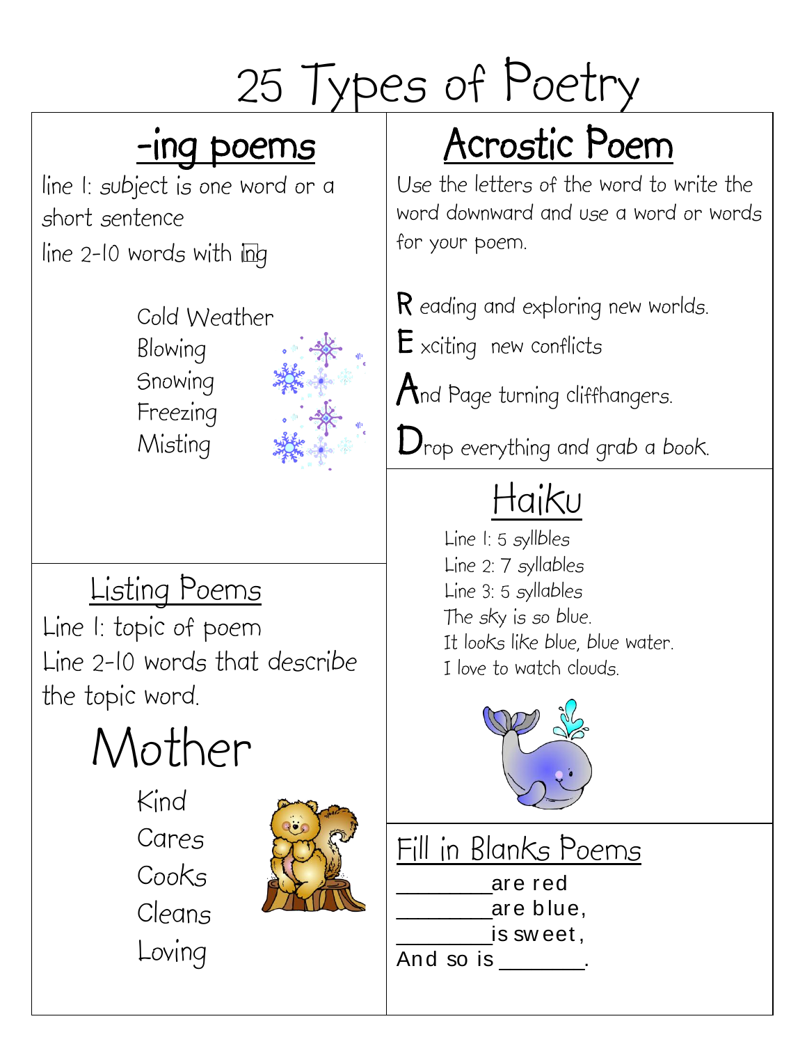# 25 Types of Poetry

## -ing poems

line 1: subject is one word or a short sentence

line 2-10 words with ing

Cold Weather
Blowing
Snowing
Freezing
Misting

## Listing Poems

Line 1: topic of poem

Line 2-10 words that describe the topic word.

Mother

Kind
Cares
Cooks
Cleans
Loving

## Acrostic Poem

Use the letters of the word to write the word downward and use a word or words for your poem.

**R** eading and exploring new worlds.

**E** xciting new conflicts

**A**nd Page turning cliffhangers.

**D**rop everything and grab a book.

## Haiku

Line 1: 5 syllbles
Line 2: 7 syllables
Line 3: 5 syllables

The sky is so blue.
It looks like blue, blue water.
I love to watch clouds.

## Fill in Blanks Poems

________are red
________are blue,
________is sweet,
And so is _______.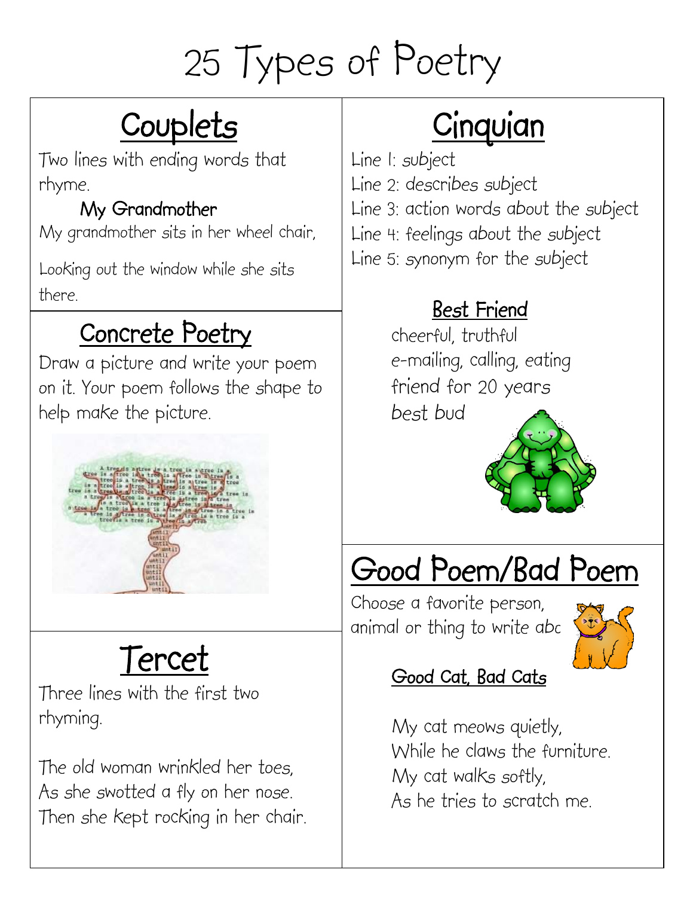# 25 Types of Poetry

## Couplets

Two lines with ending words that rhyme.

**My Grandmother**

My grandmother sits in her wheel chair,

Looking out the window while she sits there.

## Concrete Poetry

Draw a picture and write your poem on it. Your poem follows the shape to help make the picture.

## Tercet

Three lines with the first two rhyming.

The old woman wrinkled her toes,
As she swotted a fly on her nose.
Then she kept rocking in her chair.

## Cinquian

Line 1: subject
Line 2: describes subject
Line 3: action words about the subject
Line 4: feelings about the subject
Line 5: synonym for the subject

**Best Friend**

cheerful, truthful
e-mailing, calling, eating
friend for 20 years
best bud

## Good Poem/Bad Poem

Choose a favorite person, animal or thing to write abc

**Good Cat, Bad Cats**

My cat meows quietly,
While he claws the furniture.
My cat walks softly,
As he tries to scratch me.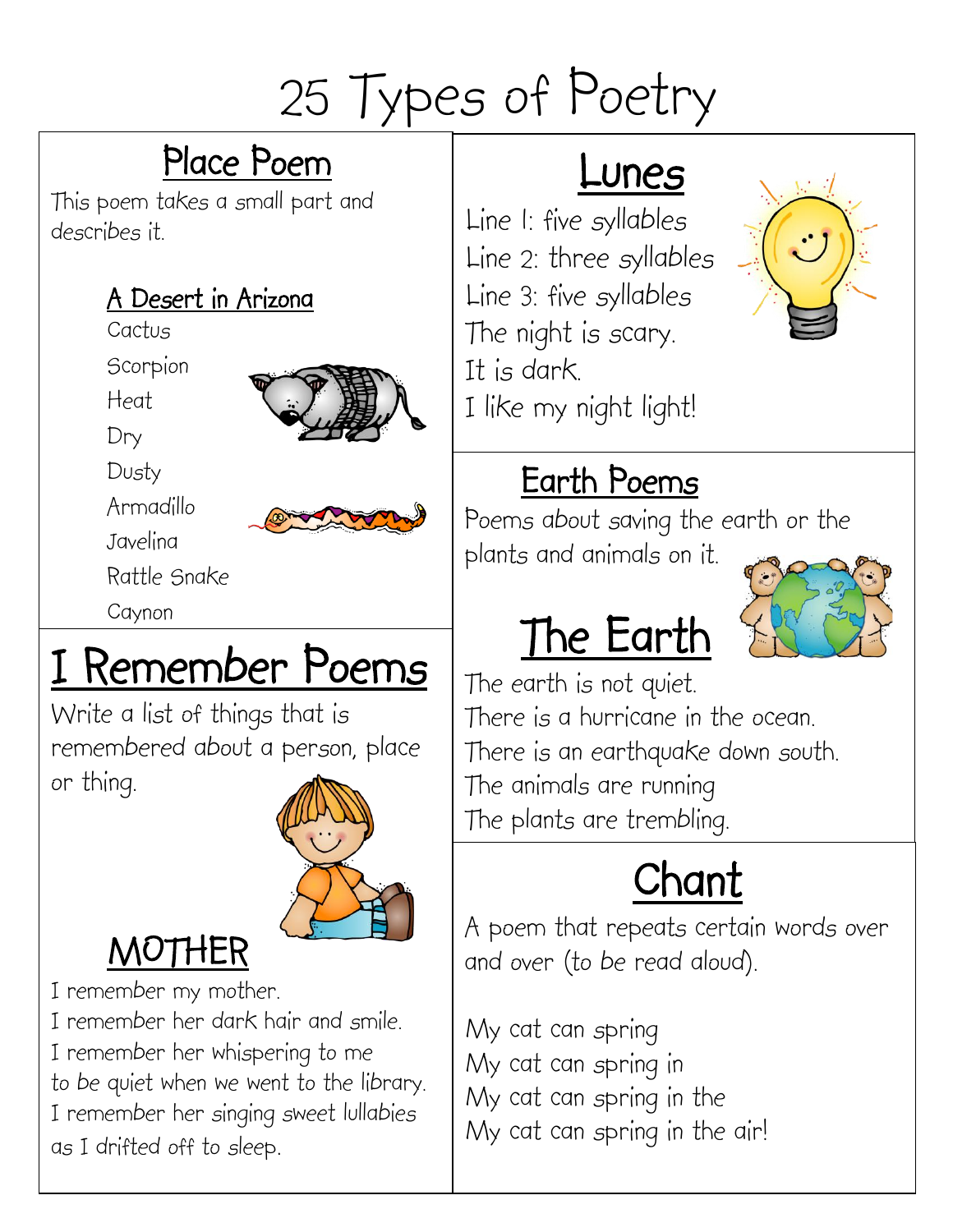# 25 Types of Poetry

## Place Poem

This poem takes a small part and describes it.

### A Desert in Arizona

Cactus
Scorpion
Heat
Dry
Dusty
Armadillo
Javelina
Rattle Snake
Caynon

## I Remember Poems

Write a list of things that is remembered about a person, place or thing.

### MOTHER

I remember my mother.
I remember her dark hair and smile.
I remember her whispering to me
to be quiet when we went to the library.
I remember her singing sweet lullabies
as I drifted off to sleep.

## Lunes

Line 1: five syllables
Line 2: three syllables
Line 3: five syllables
The night is scary.
It is dark.
I like my night light!

## Earth Poems

Poems about saving the earth or the plants and animals on it.

### The Earth

The earth is not quiet.
There is a hurricane in the ocean.
There is an earthquake down south.
The animals are running
The plants are trembling.

## Chant

A poem that repeats certain words over and over (to be read aloud).

My cat can spring
My cat can spring in
My cat can spring in the
My cat can spring in the air!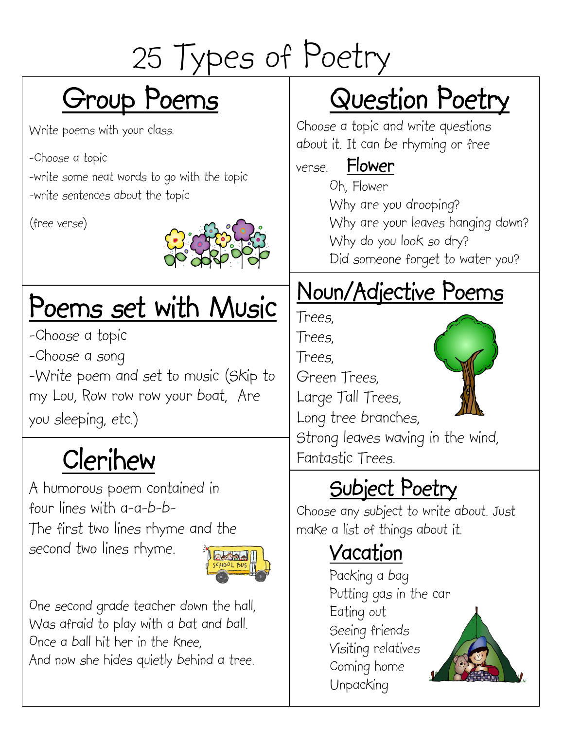# 25 Types of Poetry

## Group Poems

Write poems with your class.

-Choose a topic
-write some neat words to go with the topic
-write sentences about the topic

(free verse)

## Poems set with Music

-Choose a topic
-Choose a song
-Write poem and set to music (Skip to my Lou, Row row row your boat, Are you sleeping, etc.)

## Clerihew

A humorous poem contained in four lines with a-a-b-b-
The first two lines rhyme and the second two lines rhyme.

One second grade teacher down the hall,
Was afraid to play with a bat and ball.
Once a ball hit her in the knee,
And now she hides quietly behind a tree.

## Question Poetry

Choose a topic and write questions about it. It can be rhyming or free verse.

### Flower

Oh, Flower
Why are you drooping?
Why are your leaves hanging down?
Why do you look so dry?
Did someone forget to water you?

## Noun/Adjective Poems

Trees,
Trees,
Trees,
Green Trees,
Large Tall Trees,
Long tree branches,
Strong leaves waving in the wind,
Fantastic Trees.

## Subject Poetry

Choose any subject to write about. Just make a list of things about it.

### Vacation

Packing a bag
Putting gas in the car
Eating out
Seeing friends
Visiting relatives
Coming home
Unpacking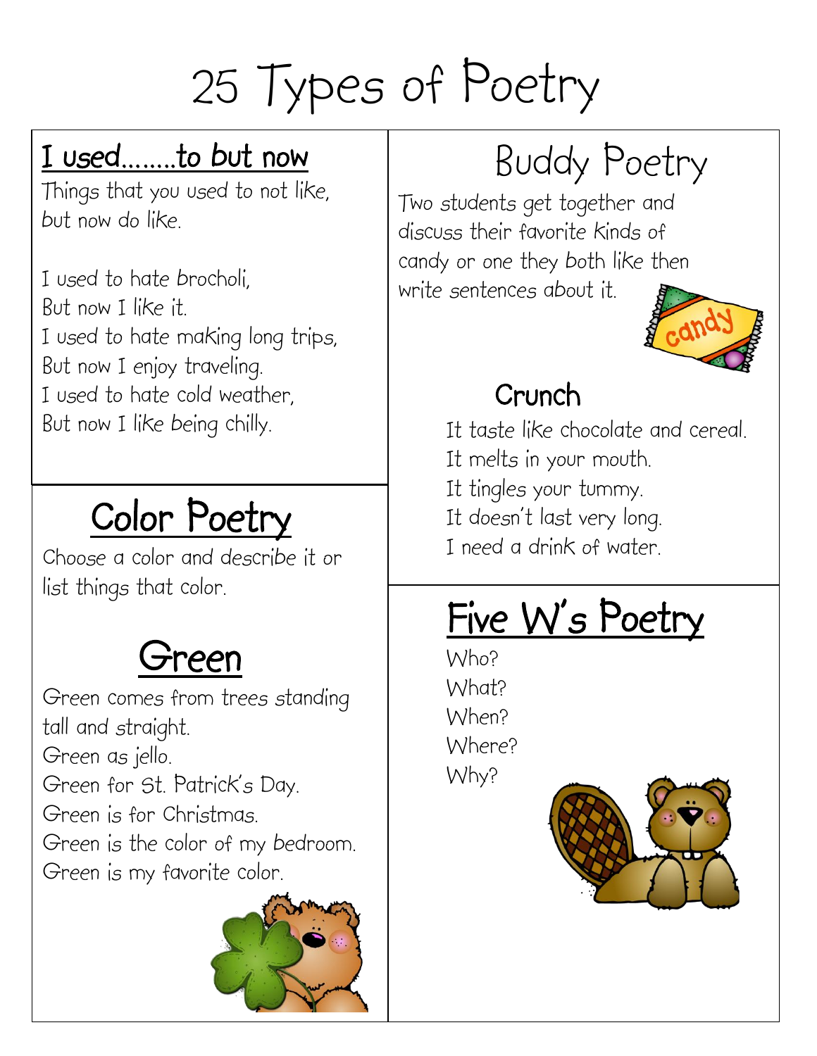# 25 Types of Poetry

## I used........to but now

Things that you used to not like, but now do like.

I used to hate brocholi,
But now I like it.
I used to hate making long trips,
But now I enjoy traveling.
I used to hate cold weather,
But now I like being chilly.

## Color Poetry

Choose a color and describe it or list things that color.

### Green

Green comes from trees standing tall and straight.
Green as jello.
Green for St. Patrick's Day.
Green is for Christmas.
Green is the color of my bedroom.
Green is my favorite color.

## Buddy Poetry

Two students get together and discuss their favorite kinds of candy or one they both like then write sentences about it.

### Crunch

It taste like chocolate and cereal.
It melts in your mouth.
It tingles your tummy.
It doesn't last very long.
I need a drink of water.

## Five W's Poetry

Who?
What?
When?
Where?
Why?